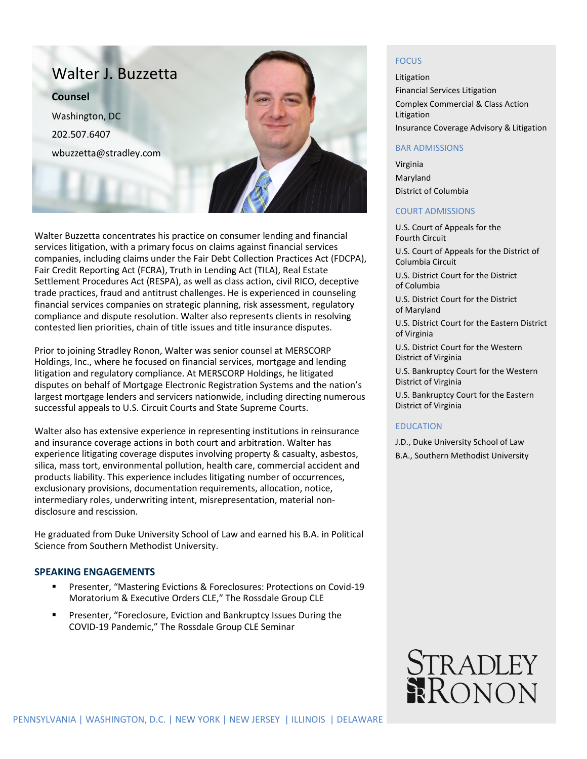# Walter J. Buzzetta

**Counsel**

Washington, DC

202.507.6407

wbuzzetta@stradley.com

Walter Buzzetta concentrates his practice on consumer lending and financial services litigation, with a primary focus on claims against financial services companies, including claims under the Fair Debt Collection Practices Act (FDCPA), Fair Credit Reporting Act (FCRA), Truth in Lending Act (TILA), Real Estate Settlement Procedures Act (RESPA), as well as class action, civil RICO, deceptive trade practices, fraud and antitrust challenges. He is experienced in counseling financial services companies on strategic planning, risk assessment, regulatory compliance and dispute resolution. Walter also represents clients in resolving contested lien priorities, chain of title issues and title insurance disputes.

Prior to joining Stradley Ronon, Walter was senior counsel at MERSCORP Holdings, Inc., where he focused on financial services, mortgage and lending litigation and regulatory compliance. At MERSCORP Holdings, he litigated disputes on behalf of Mortgage Electronic Registration Systems and the nation's largest mortgage lenders and servicers nationwide, including directing numerous successful appeals to U.S. Circuit Courts and State Supreme Courts.

Walter also has extensive experience in representing institutions in reinsurance and insurance coverage actions in both court and arbitration. Walter has experience litigating coverage disputes involving property & casualty, asbestos, silica, mass tort, environmental pollution, health care, commercial accident and products liability. This experience includes litigating number of occurrences, exclusionary provisions, documentation requirements, allocation, notice, intermediary roles, underwriting intent, misrepresentation, material non-disclosure and rescission.

He graduated from Duke University School of Law and earned his B.A. in Political Science from Southern Methodist University.

## SPEAKING ENGAGEMENTS

- Presenter, "Mastering Evictions & Foreclosures: Protections on Covid-19 Moratorium & Executive Orders CLE," The Rossdale Group CLE
- Presenter, "Foreclosure, Eviction and Bankruptcy Issues During the COVID-19 Pandemic," The Rossdale Group CLE Seminar

## FOCUS

Litigation

Financial Services Litigation

Complex Commercial & Class Action Litigation

Insurance Coverage Advisory & Litigation

## BAR ADMISSIONS

Virginia

Maryland

District of Columbia

## COURT ADMISSIONS

U.S. Court of Appeals for the Fourth Circuit

U.S. Court of Appeals for the District of Columbia Circuit

U.S. District Court for the District of Columbia

U.S. District Court for the District of Maryland

U.S. District Court for the Eastern District of Virginia

U.S. District Court for the Western District of Virginia

U.S. Bankruptcy Court for the Western District of Virginia

U.S. Bankruptcy Court for the Eastern District of Virginia

## EDUCATION

J.D., Duke University School of Law

B.A., Southern Methodist University

STRADLEY RONON

PENNSYLVANIA | WASHINGTON, D.C. | NEW YORK | NEW JERSEY | ILLINOIS | DELAWARE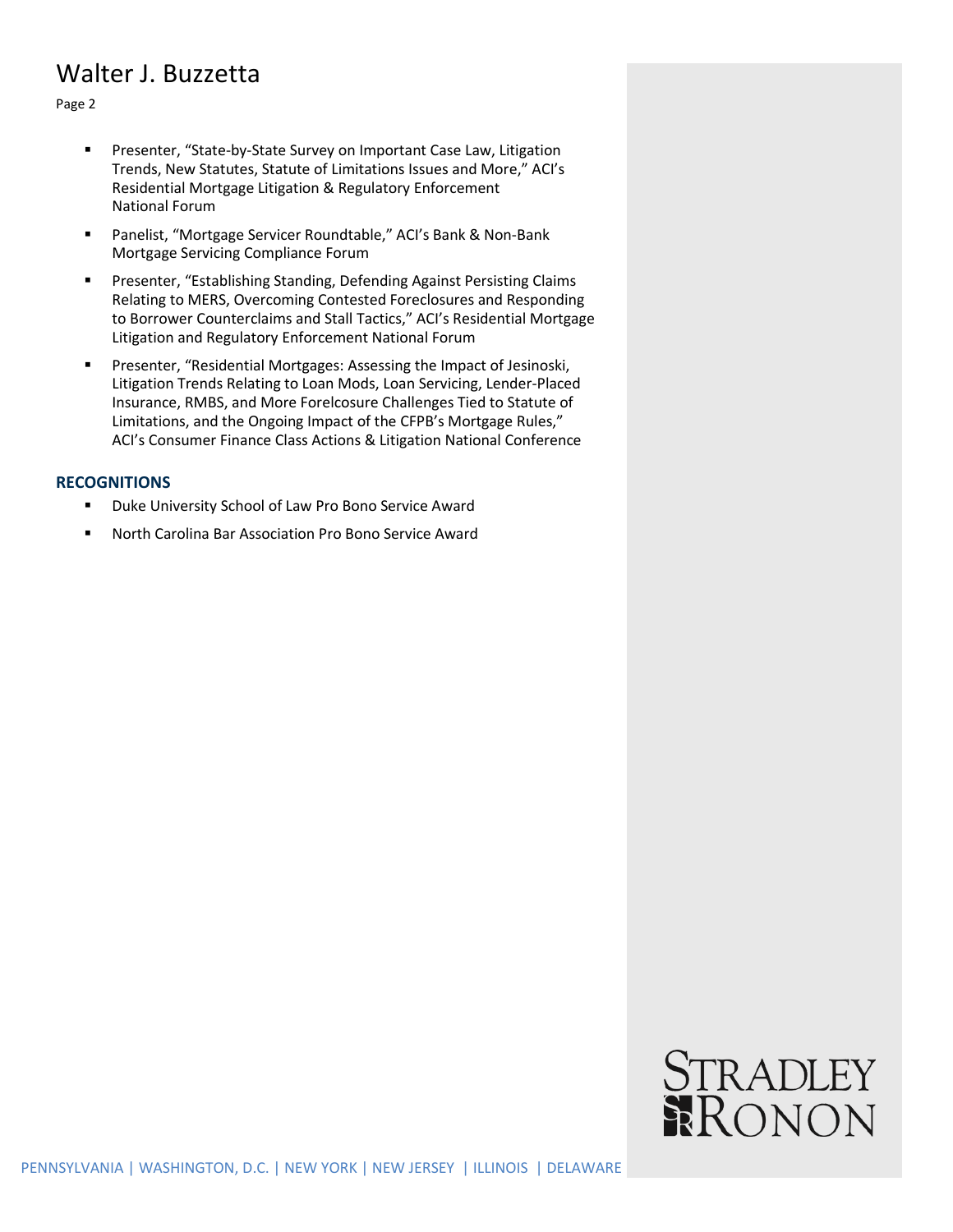- Presenter, "State-by-State Survey on Important Case Law, Litigation Trends, New Statutes, Statute of Limitations Issues and More," ACI's Residential Mortgage Litigation & Regulatory Enforcement National Forum
- Panelist, "Mortgage Servicer Roundtable," ACI's Bank & Non-Bank Mortgage Servicing Compliance Forum
- Presenter, "Establishing Standing, Defending Against Persisting Claims Relating to MERS, Overcoming Contested Foreclosures and Responding to Borrower Counterclaims and Stall Tactics," ACI's Residential Mortgage Litigation and Regulatory Enforcement National Forum
- Presenter, "Residential Mortgages: Assessing the Impact of Jesinoski, Litigation Trends Relating to Loan Mods, Loan Servicing, Lender-Placed Insurance, RMBS, and More Forelcosure Challenges Tied to Statute of Limitations, and the Ongoing Impact of the CFPB's Mortgage Rules," ACI's Consumer Finance Class Actions & Litigation National Conference

## RECOGNITIONS

- Duke University School of Law Pro Bono Service Award
- North Carolina Bar Association Pro Bono Service Award